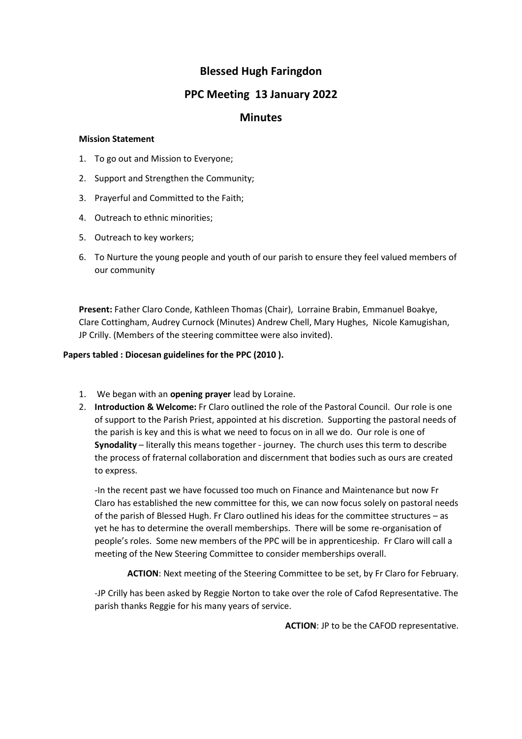# Blessed Hugh Faringdon

## PPC Meeting 13 January 2022

## Minutes

**Mission Statement**

1. To go out and Mission to Everyone;
2. Support and Strengthen the Community;
3. Prayerful and Committed to the Faith;
4. Outreach to ethnic minorities;
5. Outreach to key workers;
6. To Nurture the young people and youth of our parish to ensure they feel valued members of our community

**Present:** Father Claro Conde, Kathleen Thomas (Chair), Lorraine Brabin, Emmanuel Boakye, Clare Cottingham, Audrey Curnock (Minutes) Andrew Chell, Mary Hughes, Nicole Kamugishan, JP Crilly. (Members of the steering committee were also invited).

**Papers tabled : Diocesan guidelines for the PPC (2010 ).**

1. We began with an **opening prayer** lead by Loraine.
2. **Introduction & Welcome:** Fr Claro outlined the role of the Pastoral Council. Our role is one of support to the Parish Priest, appointed at his discretion. Supporting the pastoral needs of the parish is key and this is what we need to focus on in all we do. Our role is one of **Synodality** – literally this means together - journey. The church uses this term to describe the process of fraternal collaboration and discernment that bodies such as ours are created to express.

   -In the recent past we have focussed too much on Finance and Maintenance but now Fr Claro has established the new committee for this, we can now focus solely on pastoral needs of the parish of Blessed Hugh. Fr Claro outlined his ideas for the committee structures – as yet he has to determine the overall memberships. There will be some re-organisation of people's roles. Some new members of the PPC will be in apprenticeship. Fr Claro will call a meeting of the New Steering Committee to consider memberships overall.

   **ACTION**: Next meeting of the Steering Committee to be set, by Fr Claro for February.

   -JP Crilly has been asked by Reggie Norton to take over the role of Cafod Representative. The parish thanks Reggie for his many years of service.

   **ACTION**: JP to be the CAFOD representative.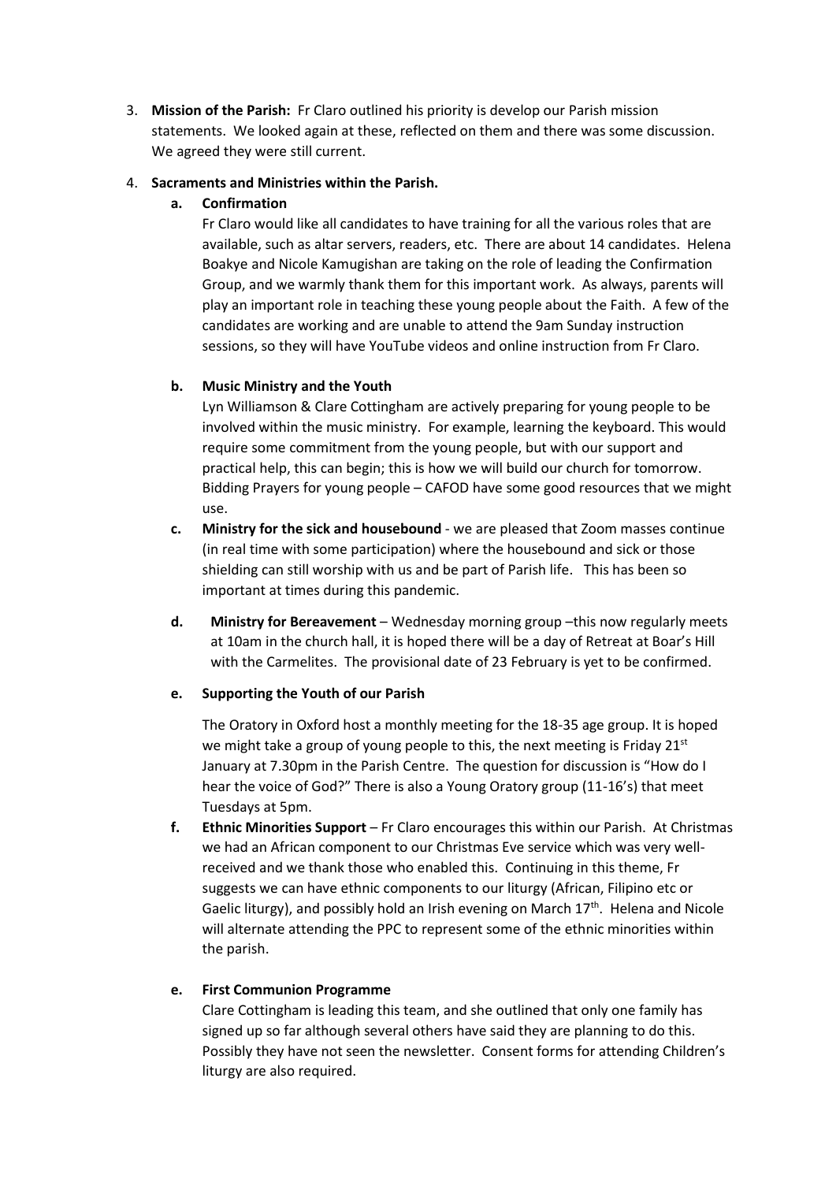3. **Mission of the Parish:** Fr Claro outlined his priority is develop our Parish mission statements. We looked again at these, reflected on them and there was some discussion. We agreed they were still current.

4. **Sacraments and Ministries within the Parish.**

   **a. Confirmation**

   Fr Claro would like all candidates to have training for all the various roles that are available, such as altar servers, readers, etc. There are about 14 candidates. Helena Boakye and Nicole Kamugishan are taking on the role of leading the Confirmation Group, and we warmly thank them for this important work. As always, parents will play an important role in teaching these young people about the Faith. A few of the candidates are working and are unable to attend the 9am Sunday instruction sessions, so they will have YouTube videos and online instruction from Fr Claro.

   **b. Music Ministry and the Youth**

   Lyn Williamson & Clare Cottingham are actively preparing for young people to be involved within the music ministry. For example, learning the keyboard. This would require some commitment from the young people, but with our support and practical help, this can begin; this is how we will build our church for tomorrow. Bidding Prayers for young people – CAFOD have some good resources that we might use.

   **c. Ministry for the sick and housebound** - we are pleased that Zoom masses continue (in real time with some participation) where the housebound and sick or those shielding can still worship with us and be part of Parish life. This has been so important at times during this pandemic.

   **d. Ministry for Bereavement** – Wednesday morning group –this now regularly meets at 10am in the church hall, it is hoped there will be a day of Retreat at Boar's Hill with the Carmelites. The provisional date of 23 February is yet to be confirmed.

   **e. Supporting the Youth of our Parish**

   The Oratory in Oxford host a monthly meeting for the 18-35 age group. It is hoped we might take a group of young people to this, the next meeting is Friday 21st January at 7.30pm in the Parish Centre. The question for discussion is "How do I hear the voice of God?" There is also a Young Oratory group (11-16's) that meet Tuesdays at 5pm.

   **f. Ethnic Minorities Support** – Fr Claro encourages this within our Parish. At Christmas we had an African component to our Christmas Eve service which was very well-received and we thank those who enabled this. Continuing in this theme, Fr suggests we can have ethnic components to our liturgy (African, Filipino etc or Gaelic liturgy), and possibly hold an Irish evening on March 17th. Helena and Nicole will alternate attending the PPC to represent some of the ethnic minorities within the parish.

   **e. First Communion Programme**

   Clare Cottingham is leading this team, and she outlined that only one family has signed up so far although several others have said they are planning to do this. Possibly they have not seen the newsletter. Consent forms for attending Children's liturgy are also required.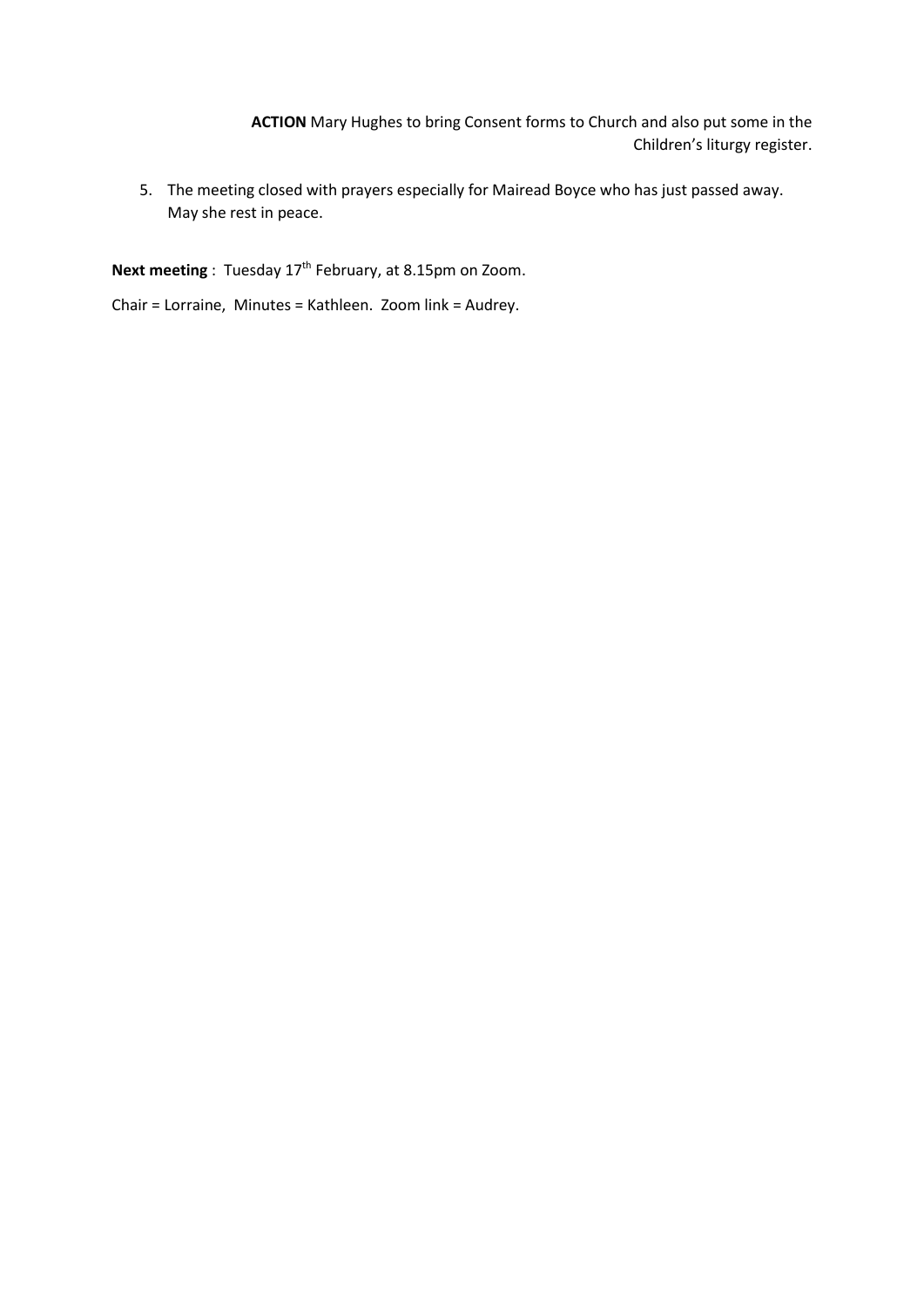**ACTION** Mary Hughes to bring Consent forms to Church and also put some in the Children's liturgy register.

5. The meeting closed with prayers especially for Mairead Boyce who has just passed away. May she rest in peace.

**Next meeting** : Tuesday 17th February, at 8.15pm on Zoom.

Chair = Lorraine, Minutes = Kathleen. Zoom link = Audrey.